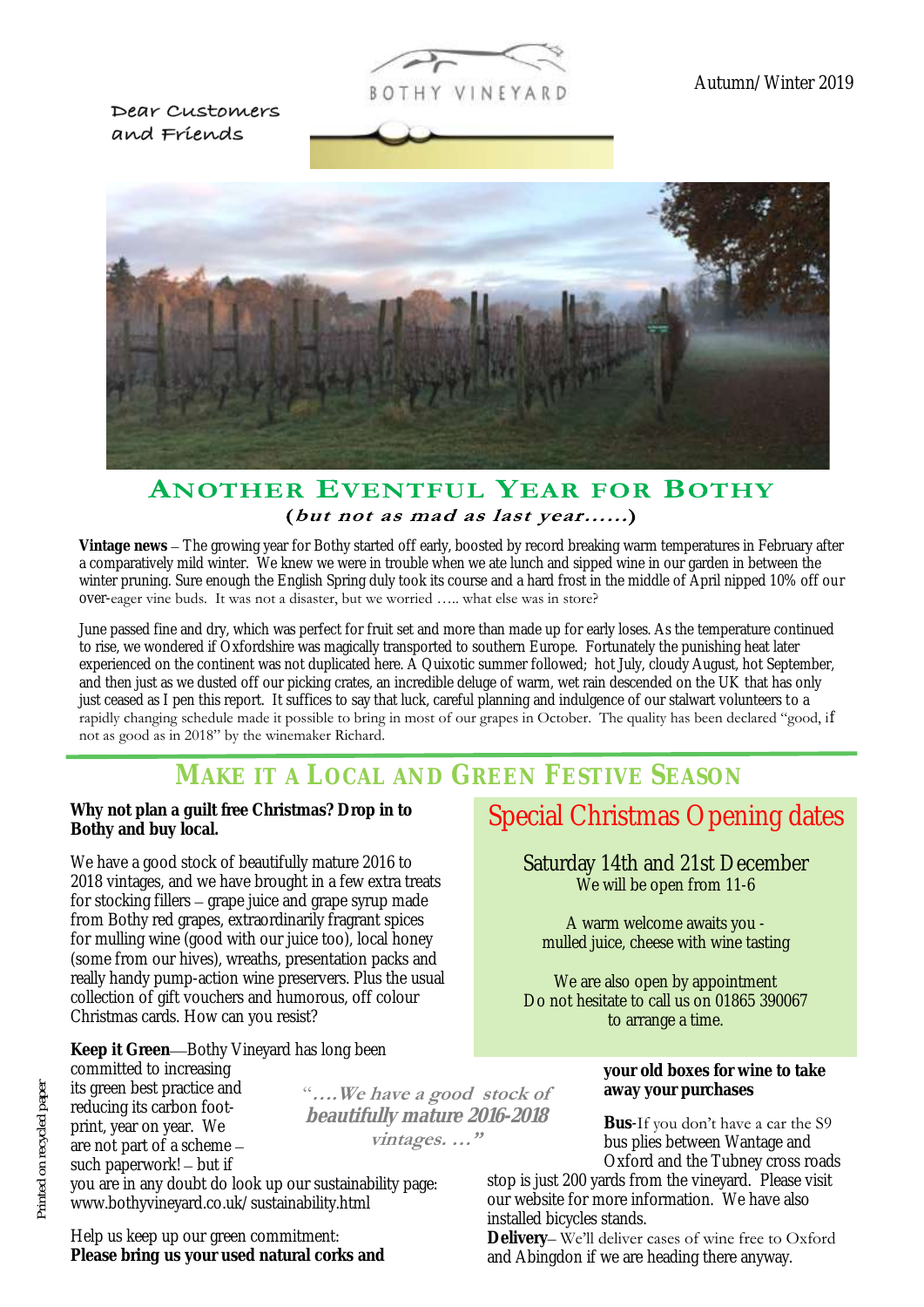Autumn/Winter 2019

BOTHY VINEYARD

Dear Customers and Friends

# ANOTHER EVENTFUL YEAR FOR BOTHY

**(*but not as mad as last year……*)**

**Vintage news** – The growing year for Bothy started off early, boosted by record breaking warm temperatures in February after a comparatively mild winter. We knew we were in trouble when we ate lunch and sipped wine in our garden in between the winter pruning. Sure enough the English Spring duly took its course and a hard frost in the middle of April nipped 10% off our over-eager vine buds. It was not a disaster, but we worried ….. what else was in store?

June passed fine and dry, which was perfect for fruit set and more than made up for early loses. As the temperature continued to rise, we wondered if Oxfordshire was magically transported to southern Europe. Fortunately the punishing heat later experienced on the continent was not duplicated here. A Quixotic summer followed; hot July, cloudy August, hot September, and then just as we dusted off our picking crates, an incredible deluge of warm, wet rain descended on the UK that has only just ceased as I pen this report. It suffices to say that luck, careful planning and indulgence of our stalwart volunteers to a rapidly changing schedule made it possible to bring in most of our grapes in October. The quality has been declared "good, if not as good as in 2018" by the winemaker Richard.

## MAKE IT A LOCAL AND GREEN FESTIVE SEASON

**Why not plan a guilt free Christmas? Drop in to Bothy and buy local.**

We have a good stock of beautifully mature 2016 to 2018 vintages, and we have brought in a few extra treats for stocking fillers – grape juice and grape syrup made from Bothy red grapes, extraordinarily fragrant spices for mulling wine (good with our juice too), local honey (some from our hives), wreaths, presentation packs and really handy pump-action wine preservers. Plus the usual collection of gift vouchers and humorous, off colour Christmas cards. How can you resist?

**Keep it Green**—Bothy Vineyard has long been committed to increasing its green best practice and reducing its carbon foot-print, year on year. We are not part of a scheme – such paperwork! – but if you are in any doubt do look up our sustainability page: www.bothyvineyard.co.uk/sustainability.html

> "….We have a good stock of beautifully mature 2016-2018 vintages. …"

Help us keep up our green commitment:
**Please bring us your used natural corks and your old boxes for wine to take away your purchases**

**Bus**-If you don't have a car the S9 bus plies between Wantage and Oxford and the Tubney cross roads stop is just 200 yards from the vineyard. Please visit our website for more information. We have also installed bicycles stands.

**Delivery**– We'll deliver cases of wine free to Oxford and Abingdon if we are heading there anyway.

### Special Christmas Opening dates

Saturday 14th and 21st December
We will be open from 11-6

A warm welcome awaits you - mulled juice, cheese with wine tasting

We are also open by appointment
Do not hesitate to call us on 01865 390067 to arrange a time.

Printed on recycled paper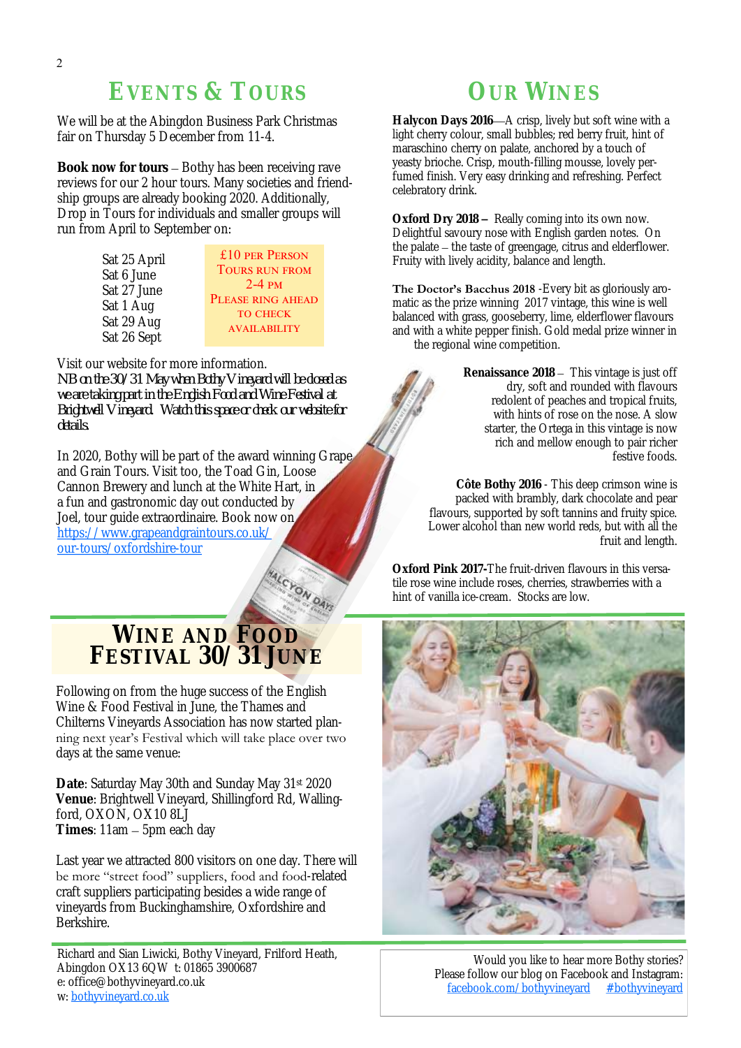## EVENTS & TOURS

We will be at the Abingdon Business Park Christmas fair on Thursday 5 December from 11-4.

**Book now for tours** – Bothy has been receiving rave reviews for our 2 hour tours. Many societies and friendship groups are already booking 2020. Additionally, Drop in Tours for individuals and smaller groups will run from April to September on:

Sat 25 April
Sat 6 June
Sat 27 June
Sat 1 Aug
Sat 29 Aug
Sat 26 Sept

£10 PER PERSON
TOURS RUN FROM 2-4 PM
PLEASE RING AHEAD TO CHECK AVAILABILITY

Visit our website for more information.

*NB on the 30/31 May when Bothy Vineyard will be closed as we are taking part in the English Food and Wine Festival at Brightwell Vineyard. Watch this space or check our website for details.*

In 2020, Bothy will be part of the award winning Grape and Grain Tours. Visit too, the Toad Gin, Loose Cannon Brewery and lunch at the White Hart, in a fun and gastronomic day out conducted by Joel, tour guide extraordinaire. Book now on https://www.grapeandgraintours.co.uk/our-tours/oxfordshire-tour

## WINE AND FOOD FESTIVAL 30/31 JUNE

Following on from the huge success of the English Wine & Food Festival in June, the Thames and Chilterns Vineyards Association has now started planning next year's Festival which will take place over two days at the same venue:

**Date**: Saturday May 30th and Sunday May 31st 2020
**Venue**: Brightwell Vineyard, Shillingford Rd, Wallingford, OXON, OX10 8LJ
**Times**: 11am – 5pm each day

Last year we attracted 800 visitors on one day. There will be more "street food" suppliers, food and food-related craft suppliers participating besides a wide range of vineyards from Buckinghamshire, Oxfordshire and Berkshire.

## OUR WINES

**Halcyon Days 2016**—A crisp, lively but soft wine with a light cherry colour, small bubbles; red berry fruit, hint of maraschino cherry on palate, anchored by a touch of yeasty brioche. Crisp, mouth-filling mousse, lovely perfumed finish. Very easy drinking and refreshing. Perfect celebratory drink.

**Oxford Dry 2018 –** Really coming into its own now. Delightful savoury nose with English garden notes. On the palate – the taste of greengage, citrus and elderflower. Fruity with lively acidity, balance and length.

**The Doctor's Bacchus 2018** -Every bit as gloriously aromatic as the prize winning 2017 vintage, this wine is well balanced with grass, gooseberry, lime, elderflower flavours and with a white pepper finish. Gold medal prize winner in the regional wine competition.

**Renaissance 2018** – This vintage is just off dry, soft and rounded with flavours redolent of peaches and tropical fruits, with hints of rose on the nose. A slow starter, the Ortega in this vintage is now rich and mellow enough to pair richer festive foods.

**Côte Bothy 2016** - This deep crimson wine is packed with brambly, dark chocolate and pear flavours, supported by soft tannins and fruity spice. Lower alcohol than new world reds, but with all the fruit and length.

**Oxford Pink 2017**-The fruit-driven flavours in this versatile rose wine include roses, cherries, strawberries with a hint of vanilla ice-cream. Stocks are low.

Richard and Sian Liwicki, Bothy Vineyard, Frilford Heath, Abingdon OX13 6QW t: 01865 3900687
e: office@bothyvineyard.co.uk
w: bothyvineyard.co.uk

Would you like to hear more Bothy stories?
Please follow our blog on Facebook and Instagram:
facebook.com/bothyvineyard #bothyvineyard